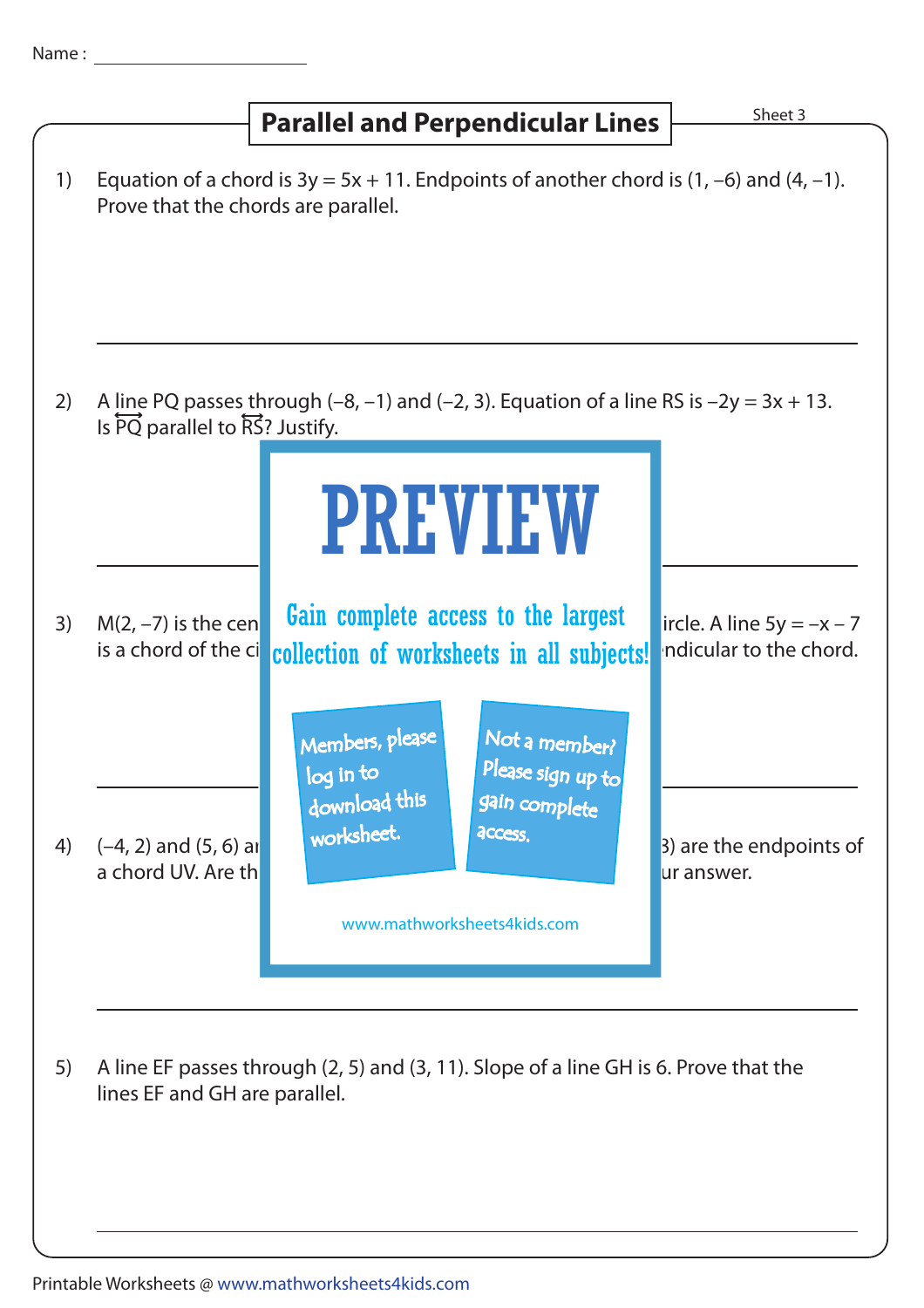Name : ____________________

# Parallel and Perpendicular Lines

Sheet 3

1) Equation of a chord is $3y = 5x + 11$. Endpoints of another chord is $(1, -6)$ and $(4, -1)$. Prove that the chords are parallel.

---

2) A line PQ passes through $(-8, -1)$ and $(-2, 3)$. Equation of a line RS is $-2y = 3x + 13$. Is $\overleftrightarrow{PQ}$ parallel to $\overleftrightarrow{RS}$? Justify.

---

PREVIEW

Gain complete access to the largest collection of worksheets in all subjects!

Members, please log in to download this worksheet.

Not a member? Please sign up to gain complete access.

www.mathworksheets4kids.com

3) $M(2, -7)$ is the cen ircle. A line $5y = -x - 7$ is a chord of the ci ndicular to the chord.

---

4) $(-4, 2)$ and $(5, 6)$ ar 3) are the endpoints of a chord UV. Are th ur answer.

---

5) A line EF passes through $(2, 5)$ and $(3, 11)$. Slope of a line GH is 6. Prove that the lines EF and GH are parallel.

---

Printable Worksheets @ www.mathworksheets4kids.com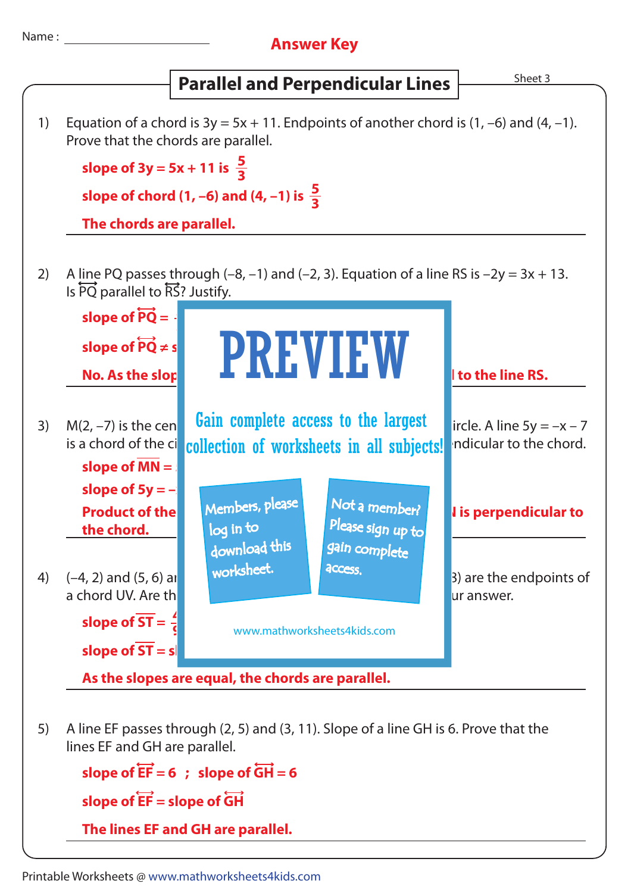Name : ____________________

**Answer Key**

# Parallel and Perpendicular Lines

Sheet 3

1) Equation of a chord is $3y = 5x + 11$. Endpoints of another chord is $(1, -6)$ and $(4, -1)$. Prove that the chords are parallel.

**slope of $3y = 5x + 11$ is $\frac{5}{3}$**

**slope of chord $(1, -6)$ and $(4, -1)$ is $\frac{5}{3}$**

**The chords are parallel.**

2) A line PQ passes through $(-8, -1)$ and $(-2, 3)$. Equation of a line RS is $-2y = 3x + 13$. Is $\overleftrightarrow{PQ}$ parallel to $\overleftrightarrow{RS}$? Justify.

**slope of $\overleftrightarrow{PQ}$ = -**

**slope of $\overleftrightarrow{PQ}$ ≠ s**

**No. As the slop ... l to the line RS.**

3) M(2, −7) is the cen ... ircle. A line $5y = -x - 7$ is a chord of the ci ... ndicular to the chord.

**slope of $\overline{MN}$ =**

**slope of $5y = -$**

**Product of the ... l is perpendicular to the chord.**

4) (−4, 2) and (5, 6) ar ... 3) are the endpoints of a chord UV. Are th ... ur answer.

**slope of $\overline{ST}$ =**

**slope of $\overline{ST}$ = sl**

**As the slopes are equal, the chords are parallel.**

5) A line EF passes through $(2, 5)$ and $(3, 11)$. Slope of a line GH is 6. Prove that the lines EF and GH are parallel.

**slope of $\overleftrightarrow{EF} = 6$ ; slope of $\overleftrightarrow{GH} = 6$**

**slope of $\overleftrightarrow{EF}$ = slope of $\overleftrightarrow{GH}$**

**The lines EF and GH are parallel.**